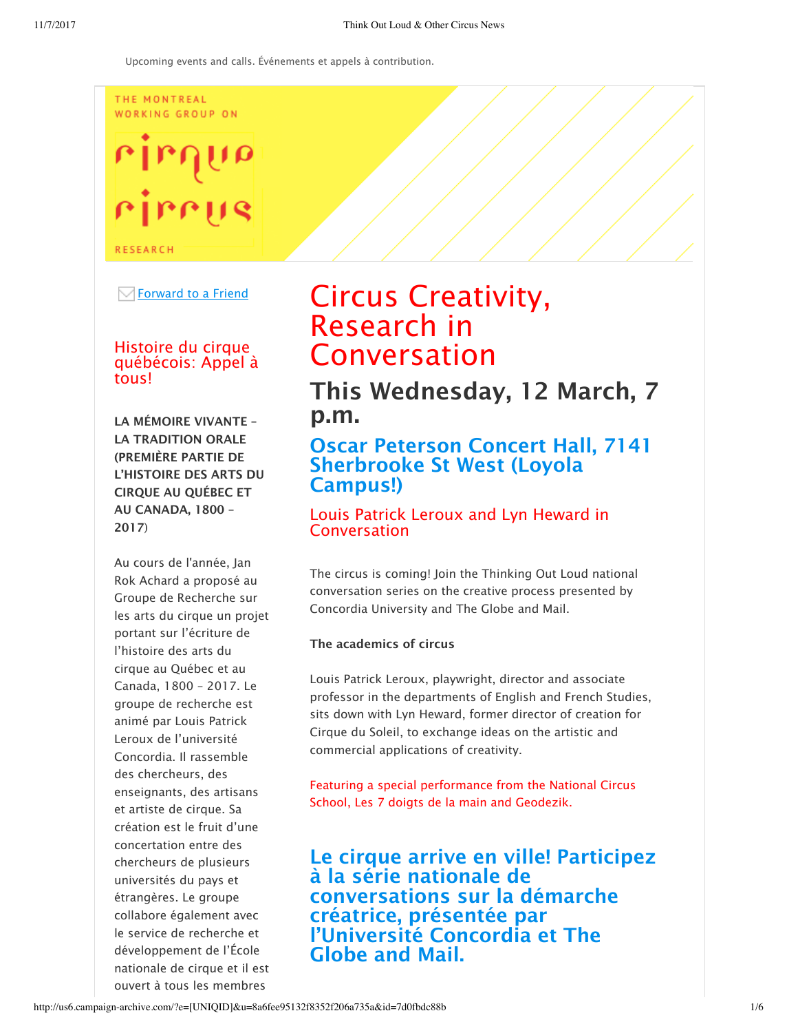Upcoming events and calls. Événements et appels à contribution.

THE MONTREAL WORKING GROUP ON CIRQUE CIRCUS RESEARCH

Forward to a Friend

# Circus Creativity, Research in Conversation

## This Wednesday, 12 March, 7 p.m.

## Oscar Peterson Concert Hall, 7141 Sherbrooke St West (Loyola Campus!)

### Louis Patrick Leroux and Lyn Heward in Conversation

The circus is coming! Join the Thinking Out Loud national conversation series on the creative process presented by Concordia University and The Globe and Mail.

**The academics of circus**

Louis Patrick Leroux, playwright, director and associate professor in the departments of English and French Studies, sits down with Lyn Heward, former director of creation for Cirque du Soleil, to exchange ideas on the artistic and commercial applications of creativity.

Featuring a special performance from the National Circus School, Les 7 doigts de la main and Geodezik.

## Le cirque arrive en ville! Participez à la série nationale de conversations sur la démarche créatrice, présentée par l'Université Concordia et The Globe and Mail.

### Histoire du cirque québécois: Appel à tous!

**LA MÉMOIRE VIVANTE – LA TRADITION ORALE (PREMIÈRE PARTIE DE L'HISTOIRE DES ARTS DU CIRQUE AU QUÉBEC ET AU CANADA, 1800 – 2017**)

Au cours de l'année, Jan Rok Achard a proposé au Groupe de Recherche sur les arts du cirque un projet portant sur l'écriture de l'histoire des arts du cirque au Québec et au Canada, 1800 – 2017. Le groupe de recherche est animé par Louis Patrick Leroux de l'université Concordia. Il rassemble des chercheurs, des enseignants, des artisans et artiste de cirque. Sa création est le fruit d'une concertation entre des chercheurs de plusieurs universités du pays et étrangères. Le groupe collabore également avec le service de recherche et développement de l'École nationale de cirque et il est ouvert à tous les membres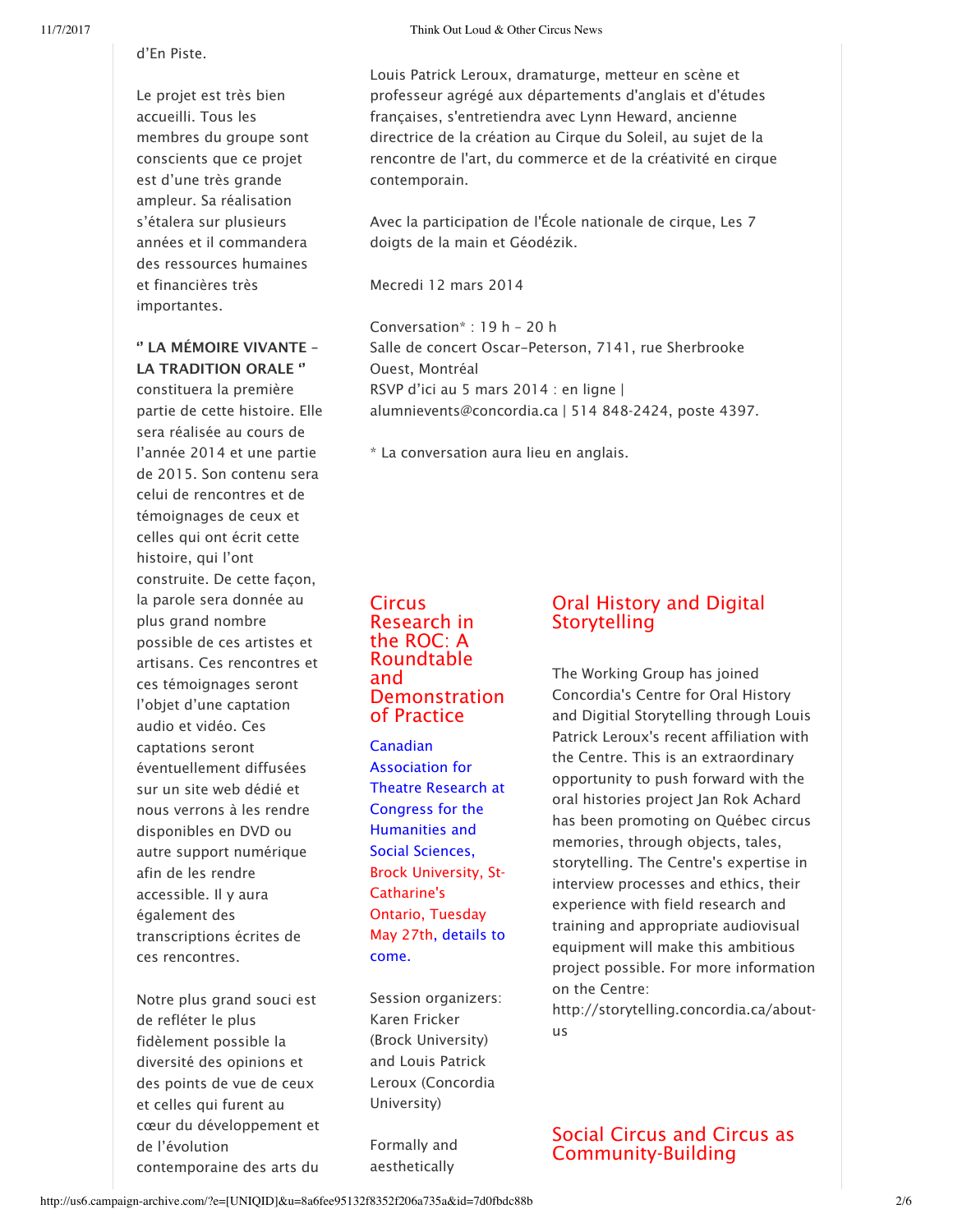d'En Piste.

Le projet est très bien accueilli. Tous les membres du groupe sont conscients que ce projet est d'une très grande ampleur. Sa réalisation s'étalera sur plusieurs années et il commandera des ressources humaines et financières très importantes.

**" LA MÉMOIRE VIVANTE – LA TRADITION ORALE "** constituera la première partie de cette histoire. Elle sera réalisée au cours de l'année 2014 et une partie de 2015. Son contenu sera celui de rencontres et de témoignages de ceux et celles qui ont écrit cette histoire, qui l'ont construite. De cette façon, la parole sera donnée au plus grand nombre possible de ces artistes et artisans. Ces rencontres et ces témoignages seront l'objet d'une captation audio et vidéo. Ces captations seront éventuellement diffusées sur un site web dédié et nous verrons à les rendre disponibles en DVD ou autre support numérique afin de les rendre accessible. Il y aura également des transcriptions écrites de ces rencontres.

Notre plus grand souci est de refléter le plus fidèlement possible la diversité des opinions et des points de vue de ceux et celles qui furent au cœur du développement et de l'évolution contemporaine des arts du

Louis Patrick Leroux, dramaturge, metteur en scène et professeur agrégé aux départements d'anglais et d'études françaises, s'entretiendra avec Lynn Heward, ancienne directrice de la création au Cirque du Soleil, au sujet de la rencontre de l'art, du commerce et de la créativité en cirque contemporain.

Avec la participation de l'École nationale de cirque, Les 7 doigts de la main et Géodézik.

Mecredi 12 mars 2014

Conversation* : 19 h – 20 h
Salle de concert Oscar-Peterson, 7141, rue Sherbrooke Ouest, Montréal
RSVP d'ici au 5 mars 2014 : en ligne | alumnievents@concordia.ca | 514 848-2424, poste 4397.

* La conversation aura lieu en anglais.

## Circus Research in the ROC: A Roundtable and Demonstration of Practice

Canadian Association for Theatre Research at Congress for the Humanities and Social Sciences, Brock University, St-Catharine's Ontario, Tuesday May 27th, details to come.

Session organizers: Karen Fricker (Brock University) and Louis Patrick Leroux (Concordia University)

Formally and aesthetically

## Oral History and Digital Storytelling

The Working Group has joined Concordia's Centre for Oral History and Digitial Storytelling through Louis Patrick Leroux's recent affiliation with the Centre. This is an extraordinary opportunity to push forward with the oral histories project Jan Rok Achard has been promoting on Québec circus memories, through objects, tales, storytelling. The Centre's expertise in interview processes and ethics, their experience with field research and training and appropriate audiovisual equipment will make this ambitious project possible. For more information on the Centre: http://storytelling.concordia.ca/about-us

## Social Circus and Circus as Community-Building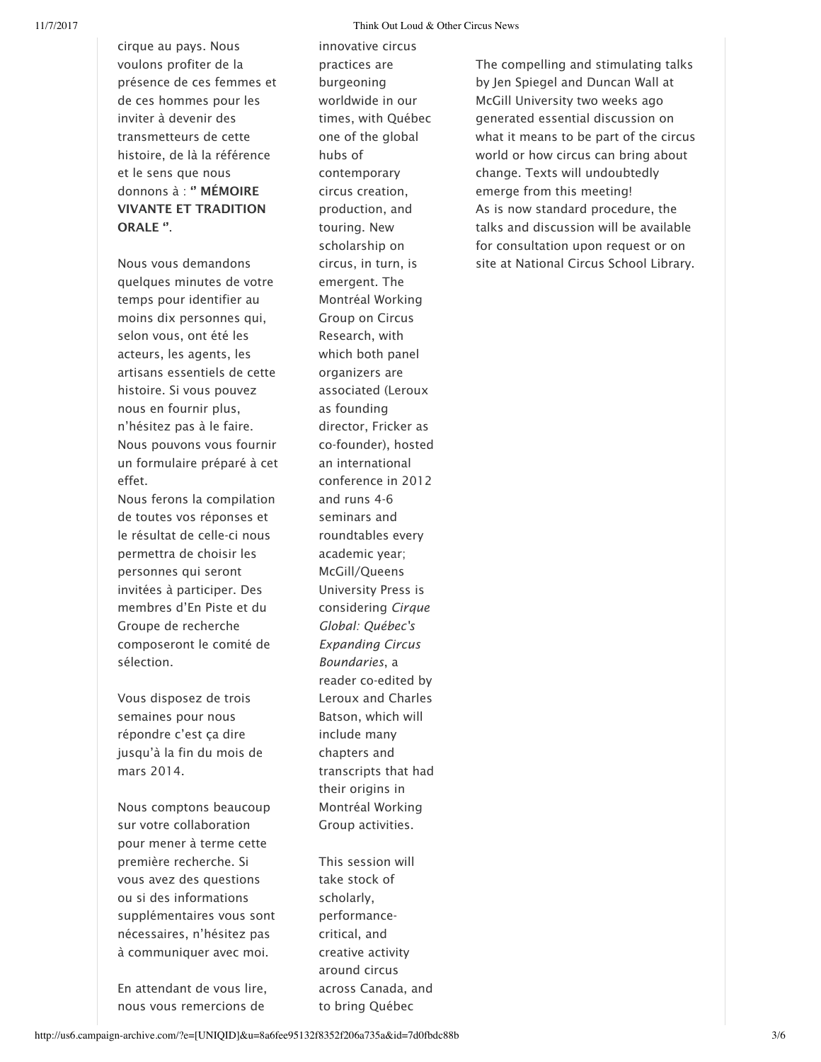cirque au pays. Nous voulons profiter de la présence de ces femmes et de ces hommes pour les inviter à devenir des transmetteurs de cette histoire, de là la référence et le sens que nous donnons à : **'' MÉMOIRE VIVANTE ET TRADITION ORALE ''**.

Nous vous demandons quelques minutes de votre temps pour identifier au moins dix personnes qui, selon vous, ont été les acteurs, les agents, les artisans essentiels de cette histoire. Si vous pouvez nous en fournir plus, n'hésitez pas à le faire. Nous pouvons vous fournir un formulaire préparé à cet effet.
Nous ferons la compilation de toutes vos réponses et le résultat de celle-ci nous permettra de choisir les personnes qui seront invitées à participer. Des membres d'En Piste et du Groupe de recherche composeront le comité de sélection.

Vous disposez de trois semaines pour nous répondre c'est ça dire jusqu'à la fin du mois de mars 2014.

Nous comptons beaucoup sur votre collaboration pour mener à terme cette première recherche. Si vous avez des questions ou si des informations supplémentaires vous sont nécessaires, n'hésitez pas à communiquer avec moi.

En attendant de vous lire, nous vous remercions de

innovative circus practices are burgeoning worldwide in our times, with Québec one of the global hubs of contemporary circus creation, production, and touring. New scholarship on circus, in turn, is emergent. The Montréal Working Group on Circus Research, with which both panel organizers are associated (Leroux as founding director, Fricker as co-founder), hosted an international conference in 2012 and runs 4-6 seminars and roundtables every academic year; McGill/Queens University Press is considering *Cirque Global: Québec's Expanding Circus Boundaries*, a reader co-edited by Leroux and Charles Batson, which will include many chapters and transcripts that had their origins in Montréal Working Group activities.

This session will take stock of scholarly, performance-critical, and creative activity around circus across Canada, and to bring Québec

The compelling and stimulating talks by Jen Spiegel and Duncan Wall at McGill University two weeks ago generated essential discussion on what it means to be part of the circus world or how circus can bring about change. Texts will undoubtedly emerge from this meeting!
As is now standard procedure, the talks and discussion will be available for consultation upon request or on site at National Circus School Library.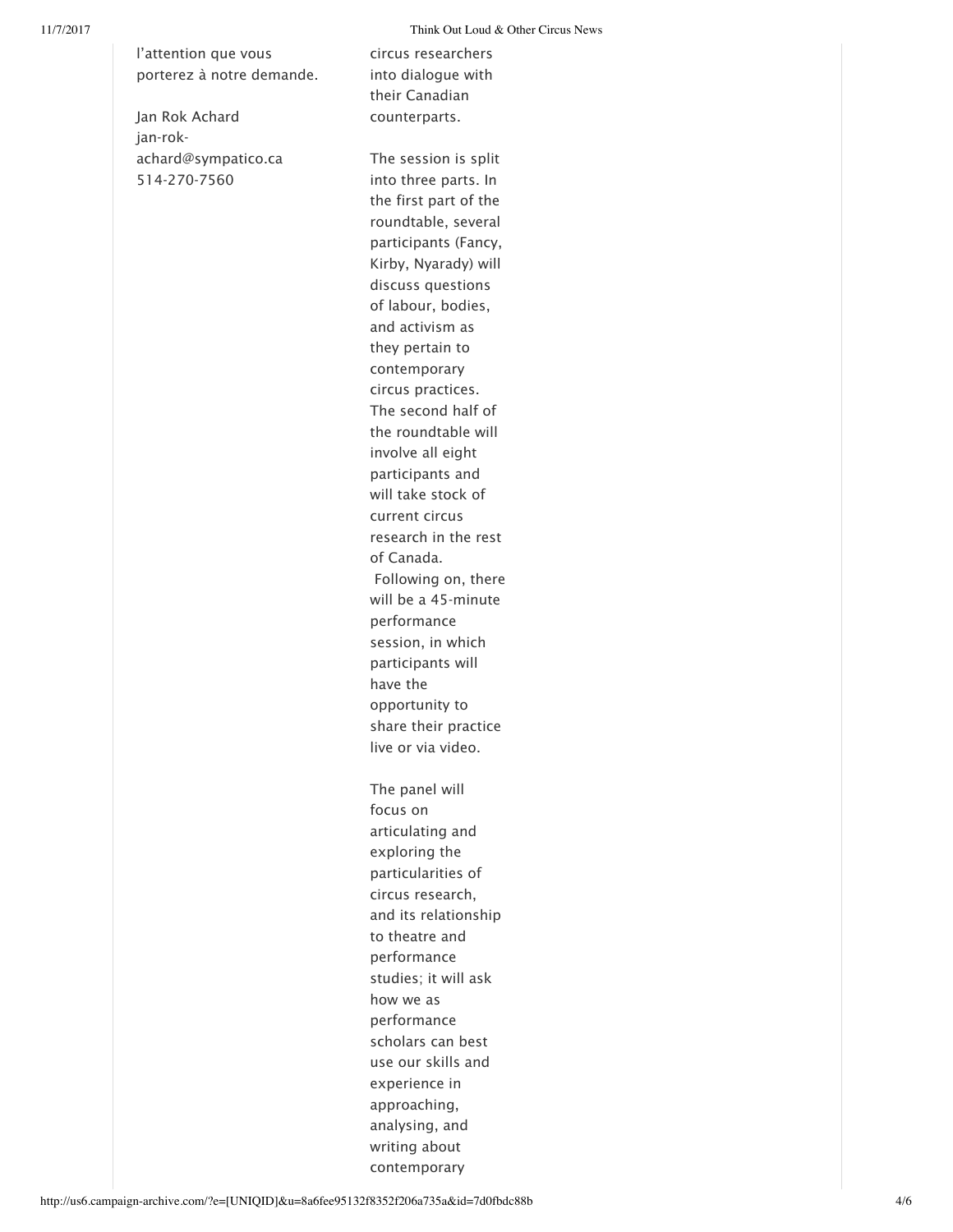l'attention que vous porterez à notre demande.

Jan Rok Achard
jan-rok-achard@sympatico.ca
514-270-7560

circus researchers into dialogue with their Canadian counterparts.

The session is split into three parts. In the first part of the roundtable, several participants (Fancy, Kirby, Nyarady) will discuss questions of labour, bodies, and activism as they pertain to contemporary circus practices. The second half of the roundtable will involve all eight participants and will take stock of current circus research in the rest of Canada. Following on, there will be a 45-minute performance session, in which participants will have the opportunity to share their practice live or via video.

The panel will focus on articulating and exploring the particularities of circus research, and its relationship to theatre and performance studies; it will ask how we as performance scholars can best use our skills and experience in approaching, analysing, and writing about contemporary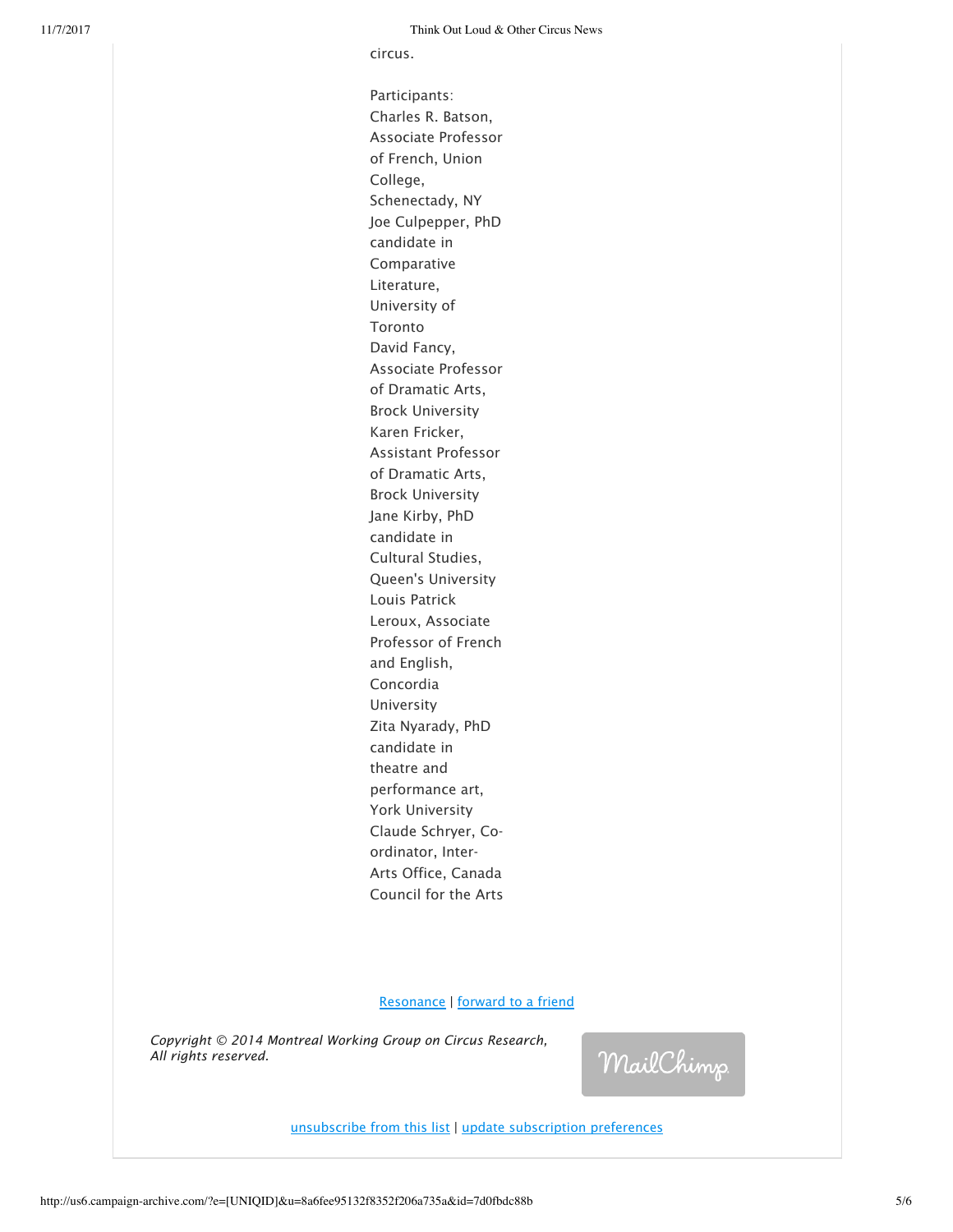circus.

Participants:
Charles R. Batson, Associate Professor of French, Union College, Schenectady, NY
Joe Culpepper, PhD candidate in Comparative Literature, University of Toronto
David Fancy, Associate Professor of Dramatic Arts, Brock University
Karen Fricker, Assistant Professor of Dramatic Arts, Brock University
Jane Kirby, PhD candidate in Cultural Studies, Queen's University
Louis Patrick Leroux, Associate Professor of French and English, Concordia University
Zita Nyarady, PhD candidate in theatre and performance art, York University
Claude Schryer, Co-ordinator, Inter-Arts Office, Canada Council for the Arts

Resonance | forward to a friend

*Copyright © 2014 Montreal Working Group on Circus Research, All rights reserved.*

MailChimp

unsubscribe from this list | update subscription preferences